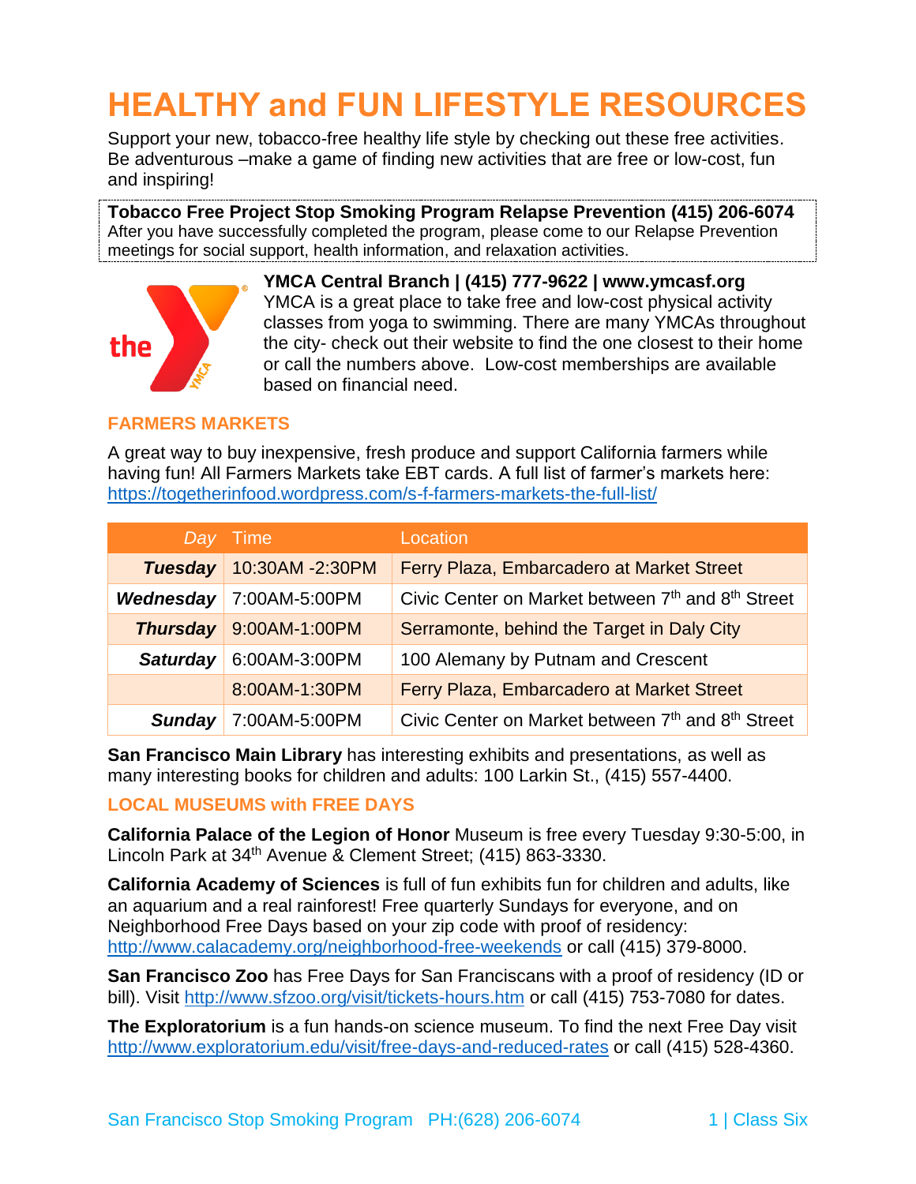# HEALTHY and FUN LIFESTYLE RESOURCES

Support your new, tobacco-free healthy life style by checking out these free activities. Be adventurous –make a game of finding new activities that are free or low-cost, fun and inspiring!

**Tobacco Free Project Stop Smoking Program Relapse Prevention (415) 206-6074**
After you have successfully completed the program, please come to our Relapse Prevention meetings for social support, health information, and relaxation activities.

**YMCA Central Branch | (415) 777-9622 | www.ymcasf.org**
YMCA is a great place to take free and low-cost physical activity classes from yoga to swimming. There are many YMCAs throughout the city- check out their website to find the one closest to their home or call the numbers above. Low-cost memberships are available based on financial need.

## FARMERS MARKETS

A great way to buy inexpensive, fresh produce and support California farmers while having fun! All Farmers Markets take EBT cards. A full list of farmer's markets here: https://togetherinfood.wordpress.com/s-f-farmers-markets-the-full-list/

| Day | Time | Location |
|---|---|---|
| ***Tuesday*** | 10:30AM -2:30PM | Ferry Plaza, Embarcadero at Market Street |
| ***Wednesday*** | 7:00AM-5:00PM | Civic Center on Market between 7th and 8th Street |
| ***Thursday*** | 9:00AM-1:00PM | Serramonte, behind the Target in Daly City |
| ***Saturday*** | 6:00AM-3:00PM | 100 Alemany by Putnam and Crescent |
| | 8:00AM-1:30PM | Ferry Plaza, Embarcadero at Market Street |
| ***Sunday*** | 7:00AM-5:00PM | Civic Center on Market between 7th and 8th Street |

**San Francisco Main Library** has interesting exhibits and presentations, as well as many interesting books for children and adults: 100 Larkin St., (415) 557-4400.

## LOCAL MUSEUMS with FREE DAYS

**California Palace of the Legion of Honor** Museum is free every Tuesday 9:30-5:00, in Lincoln Park at 34th Avenue & Clement Street; (415) 863-3330.

**California Academy of Sciences** is full of fun exhibits fun for children and adults, like an aquarium and a real rainforest! Free quarterly Sundays for everyone, and on Neighborhood Free Days based on your zip code with proof of residency: http://www.calacademy.org/neighborhood-free-weekends or call (415) 379-8000.

**San Francisco Zoo** has Free Days for San Franciscans with a proof of residency (ID or bill). Visit http://www.sfzoo.org/visit/tickets-hours.htm or call (415) 753-7080 for dates.

**The Exploratorium** is a fun hands-on science museum. To find the next Free Day visit http://www.exploratorium.edu/visit/free-days-and-reduced-rates or call (415) 528-4360.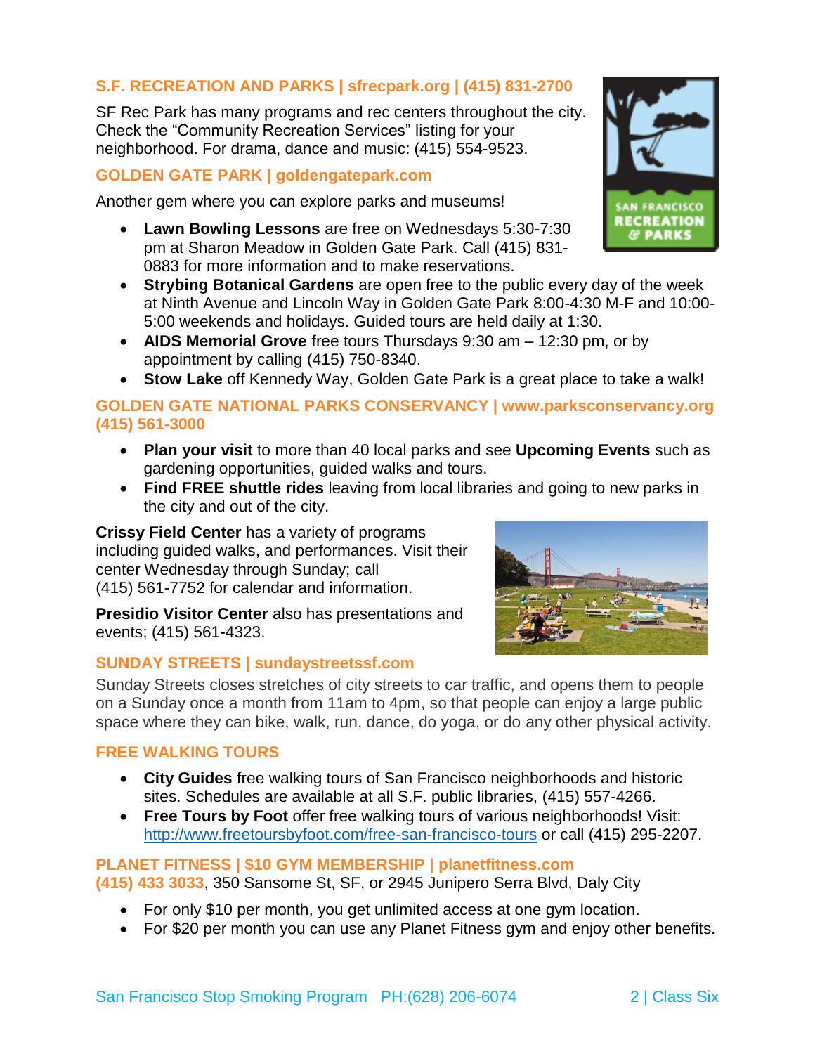## S.F. RECREATION AND PARKS | sfrecpark.org | (415) 831-2700

SF Rec Park has many programs and rec centers throughout the city. Check the "Community Recreation Services" listing for your neighborhood. For drama, dance and music: (415) 554-9523.

## GOLDEN GATE PARK | goldengatepark.com

Another gem where you can explore parks and museums!

- **Lawn Bowling Lessons** are free on Wednesdays 5:30-7:30 pm at Sharon Meadow in Golden Gate Park. Call (415) 831-0883 for more information and to make reservations.
- **Strybing Botanical Gardens** are open free to the public every day of the week at Ninth Avenue and Lincoln Way in Golden Gate Park 8:00-4:30 M-F and 10:00-5:00 weekends and holidays. Guided tours are held daily at 1:30.
- **AIDS Memorial Grove** free tours Thursdays 9:30 am – 12:30 pm, or by appointment by calling (415) 750-8340.
- **Stow Lake** off Kennedy Way, Golden Gate Park is a great place to take a walk!

## GOLDEN GATE NATIONAL PARKS CONSERVANCY | www.parksconservancy.org (415) 561-3000

- **Plan your visit** to more than 40 local parks and see **Upcoming Events** such as gardening opportunities, guided walks and tours.
- **Find FREE shuttle rides** leaving from local libraries and going to new parks in the city and out of the city.

**Crissy Field Center** has a variety of programs including guided walks, and performances. Visit their center Wednesday through Sunday; call (415) 561-7752 for calendar and information.

**Presidio Visitor Center** also has presentations and events; (415) 561-4323.

## SUNDAY STREETS | sundaystreetssf.com

Sunday Streets closes stretches of city streets to car traffic, and opens them to people on a Sunday once a month from 11am to 4pm, so that people can enjoy a large public space where they can bike, walk, run, dance, do yoga, or do any other physical activity.

## FREE WALKING TOURS

- **City Guides** free walking tours of San Francisco neighborhoods and historic sites. Schedules are available at all S.F. public libraries, (415) 557-4266.
- **Free Tours by Foot** offer free walking tours of various neighborhoods! Visit: http://www.freetoursbyfoot.com/free-san-francisco-tours or call (415) 295-2207.

## PLANET FITNESS | $10 GYM MEMBERSHIP | planetfitness.com

(415) 433 3033, 350 Sansome St, SF, or 2945 Junipero Serra Blvd, Daly City

- For only $10 per month, you get unlimited access at one gym location.
- For $20 per month you can use any Planet Fitness gym and enjoy other benefits.